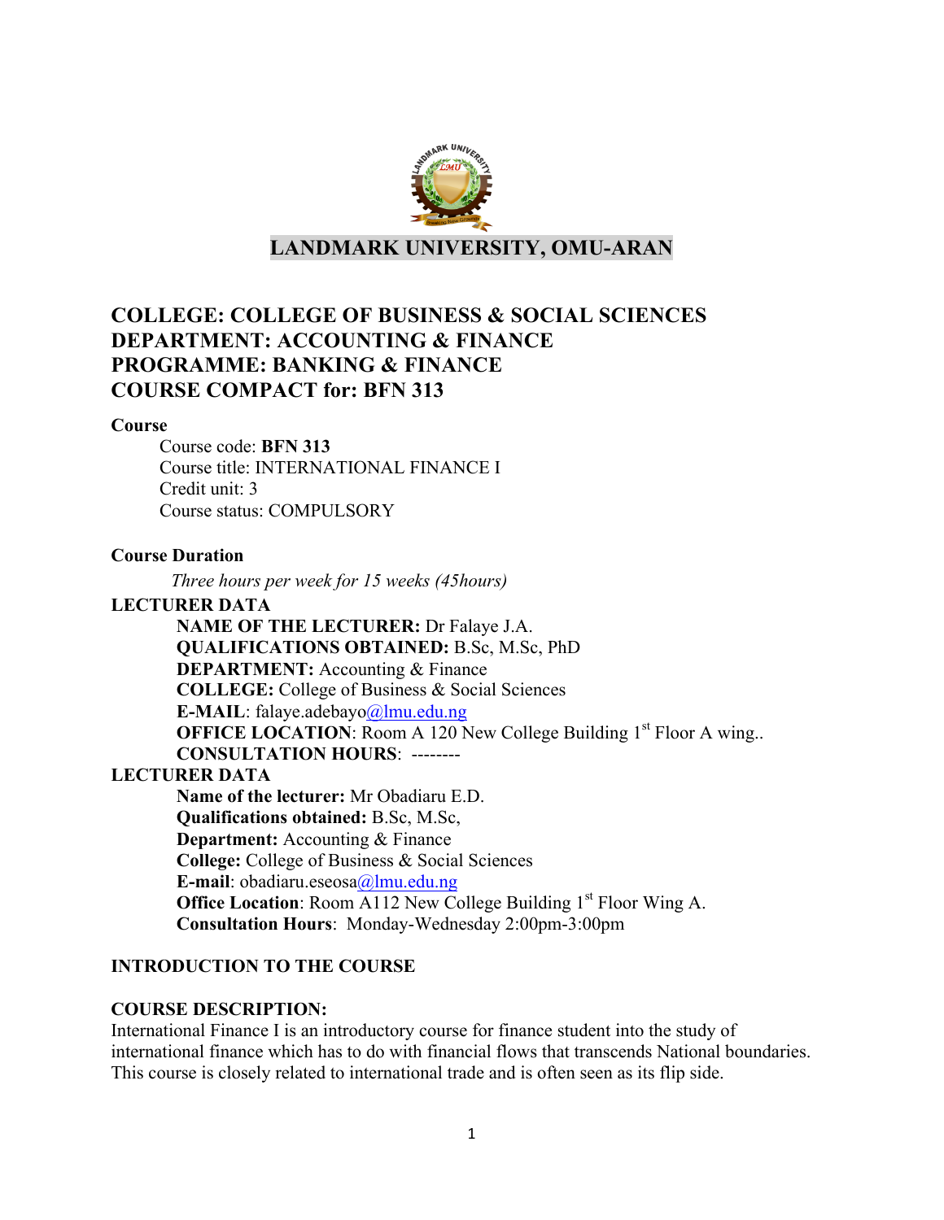# LANDMARK UNIVERSITY, OMU-ARAN

## COLLEGE: COLLEGE OF BUSINESS & SOCIAL SCIENCES
## DEPARTMENT: ACCOUNTING & FINANCE
## PROGRAMME: BANKING & FINANCE
## COURSE COMPACT for: BFN 313

**Course**

Course code: **BFN 313**
Course title: INTERNATIONAL FINANCE I
Credit unit: 3
Course status: COMPULSORY

**Course Duration**

*Three hours per week for 15 weeks (45hours)*

**LECTURER DATA**

**NAME OF THE LECTURER:** Dr Falaye J.A.
**QUALIFICATIONS OBTAINED:** B.Sc, M.Sc, PhD
**DEPARTMENT:** Accounting & Finance
**COLLEGE:** College of Business & Social Sciences
**E-MAIL**: falaye.adebayo@lmu.edu.ng
**OFFICE LOCATION**: Room A 120 New College Building 1st Floor A wing..
**CONSULTATION HOURS**: --------

**LECTURER DATA**

**Name of the lecturer:** Mr Obadiaru E.D.
**Qualifications obtained:** B.Sc, M.Sc,
**Department:** Accounting & Finance
**College:** College of Business & Social Sciences
**E-mail**: obadiaru.eseosa@lmu.edu.ng
**Office Location**: Room A112 New College Building 1st Floor Wing A.
**Consultation Hours**: Monday-Wednesday 2:00pm-3:00pm

**INTRODUCTION TO THE COURSE**

**COURSE DESCRIPTION:**

International Finance I is an introductory course for finance student into the study of international finance which has to do with financial flows that transcends National boundaries. This course is closely related to international trade and is often seen as its flip side.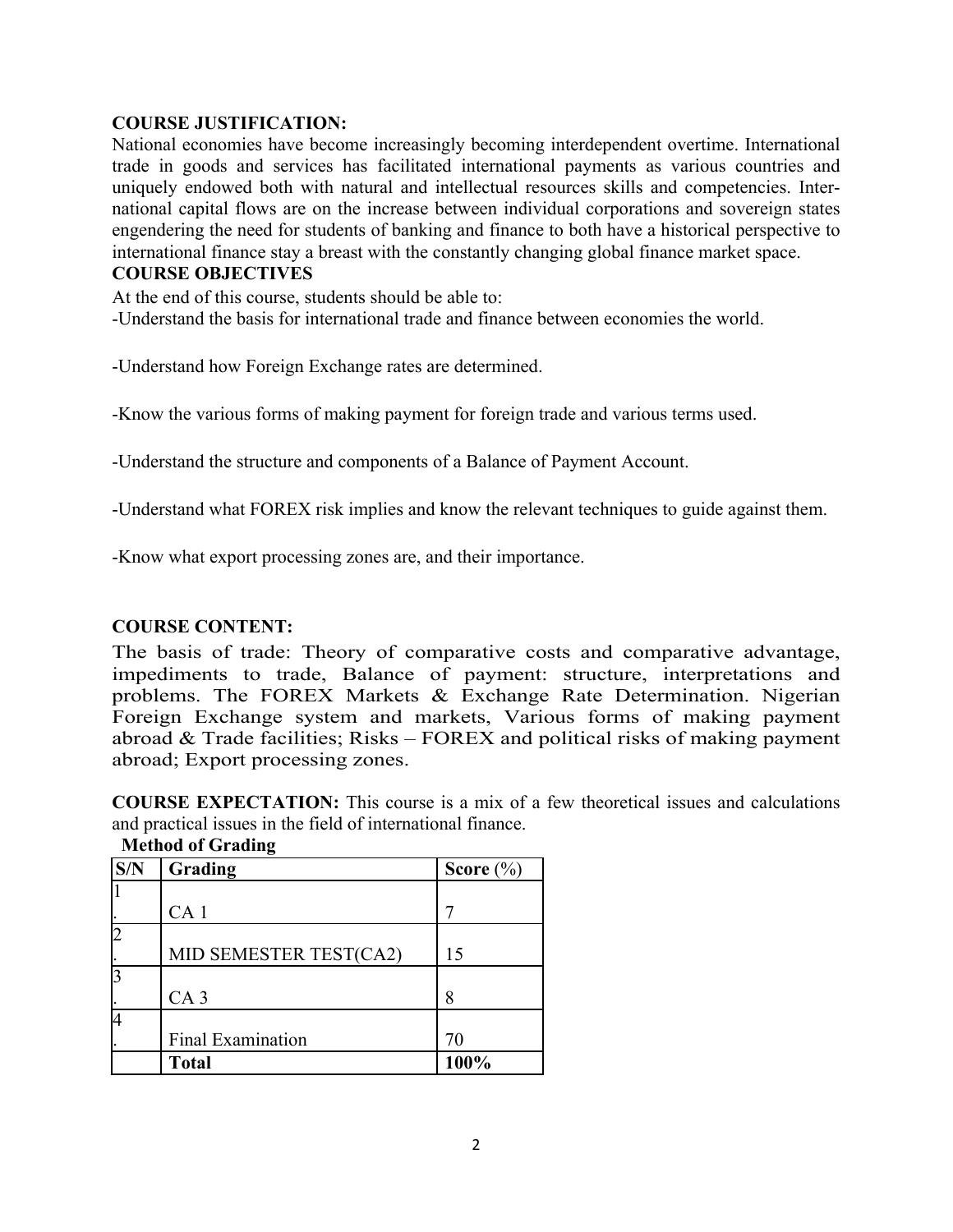**COURSE JUSTIFICATION:**

National economies have become increasingly becoming interdependent overtime. International trade in goods and services has facilitated international payments as various countries and uniquely endowed both with natural and intellectual resources skills and competencies. International capital flows are on the increase between individual corporations and sovereign states engendering the need for students of banking and finance to both have a historical perspective to international finance stay a breast with the constantly changing global finance market space.

**COURSE OBJECTIVES**

At the end of this course, students should be able to:

-Understand the basis for international trade and finance between economies the world.

-Understand how Foreign Exchange rates are determined.

-Know the various forms of making payment for foreign trade and various terms used.

-Understand the structure and components of a Balance of Payment Account.

-Understand what FOREX risk implies and know the relevant techniques to guide against them.

-Know what export processing zones are, and their importance.

**COURSE CONTENT:**

The basis of trade: Theory of comparative costs and comparative advantage, impediments to trade, Balance of payment: structure, interpretations and problems. The FOREX Markets & Exchange Rate Determination. Nigerian Foreign Exchange system and markets, Various forms of making payment abroad & Trade facilities; Risks – FOREX and political risks of making payment abroad; Export processing zones.

**COURSE EXPECTATION:** This course is a mix of a few theoretical issues and calculations and practical issues in the field of international finance.

**Method of Grading**

| S/N | Grading | Score (%) |
|---|---|---|
| 1. | CA 1 | 7 |
| 2. | MID SEMESTER TEST(CA2) | 15 |
| 3. | CA 3 | 8 |
| 4. | Final Examination | 70 |
| | **Total** | **100%** |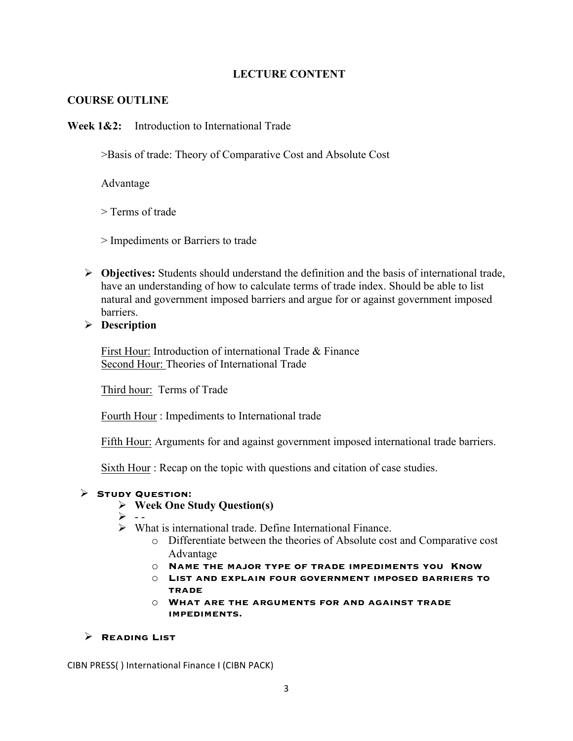# LECTURE CONTENT

## COURSE OUTLINE

**Week 1&2:** Introduction to International Trade

>Basis of trade: Theory of Comparative Cost and Absolute Cost

Advantage

> Terms of trade

> Impediments or Barriers to trade

- **Objectives:** Students should understand the definition and the basis of international trade, have an understanding of how to calculate terms of trade index. Should be able to list natural and government imposed barriers and argue for or against government imposed barriers.
- **Description**

  First Hour: Introduction of international Trade & Finance
  Second Hour: Theories of International Trade

  Third hour: Terms of Trade

  Fourth Hour : Impediments to International trade

  Fifth Hour: Arguments for and against government imposed international trade barriers.

  Sixth Hour : Recap on the topic with questions and citation of case studies.

- **STUDY QUESTION:**
  - **Week One Study Question(s)**
  - - -
  - What is international trade. Define International Finance.
    - Differentiate between the theories of Absolute cost and Comparative cost Advantage
    - **NAME THE MAJOR TYPE OF TRADE IMPEDIMENTS YOU KNOW**
    - **LIST AND EXPLAIN FOUR GOVERNMENT IMPOSED BARRIERS TO TRADE**
    - **WHAT ARE THE ARGUMENTS FOR AND AGAINST TRADE IMPEDIMENTS.**

- **READING LIST**

CIBN PRESS( ) International Finance I (CIBN PACK)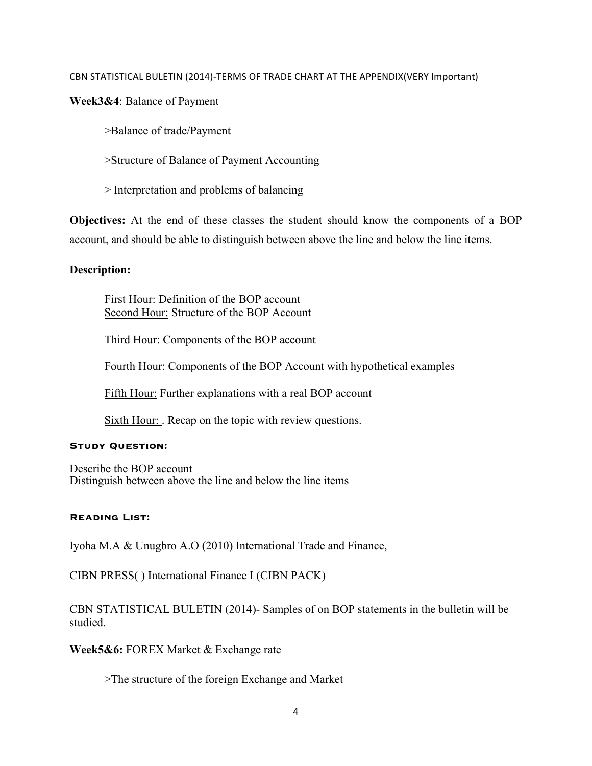CBN STATISTICAL BULETIN (2014)-TERMS OF TRADE CHART AT THE APPENDIX(VERY Important)

**Week3&4**: Balance of Payment

>Balance of trade/Payment

>Structure of Balance of Payment Accounting

> Interpretation and problems of balancing

**Objectives:** At the end of these classes the student should know the components of a BOP account, and should be able to distinguish between above the line and below the line items.

**Description:**

First Hour: Definition of the BOP account
Second Hour: Structure of the BOP Account

Third Hour: Components of the BOP account

Fourth Hour: Components of the BOP Account with hypothetical examples

Fifth Hour: Further explanations with a real BOP account

Sixth Hour: . Recap on the topic with review questions.

**STUDY QUESTION:**

Describe the BOP account
Distinguish between above the line and below the line items

**READING LIST:**

Iyoha M.A & Unugbro A.O (2010) International Trade and Finance,

CIBN PRESS( ) International Finance I (CIBN PACK)

CBN STATISTICAL BULETIN (2014)- Samples of on BOP statements in the bulletin will be studied.

**Week5&6:** FOREX Market & Exchange rate

>The structure of the foreign Exchange and Market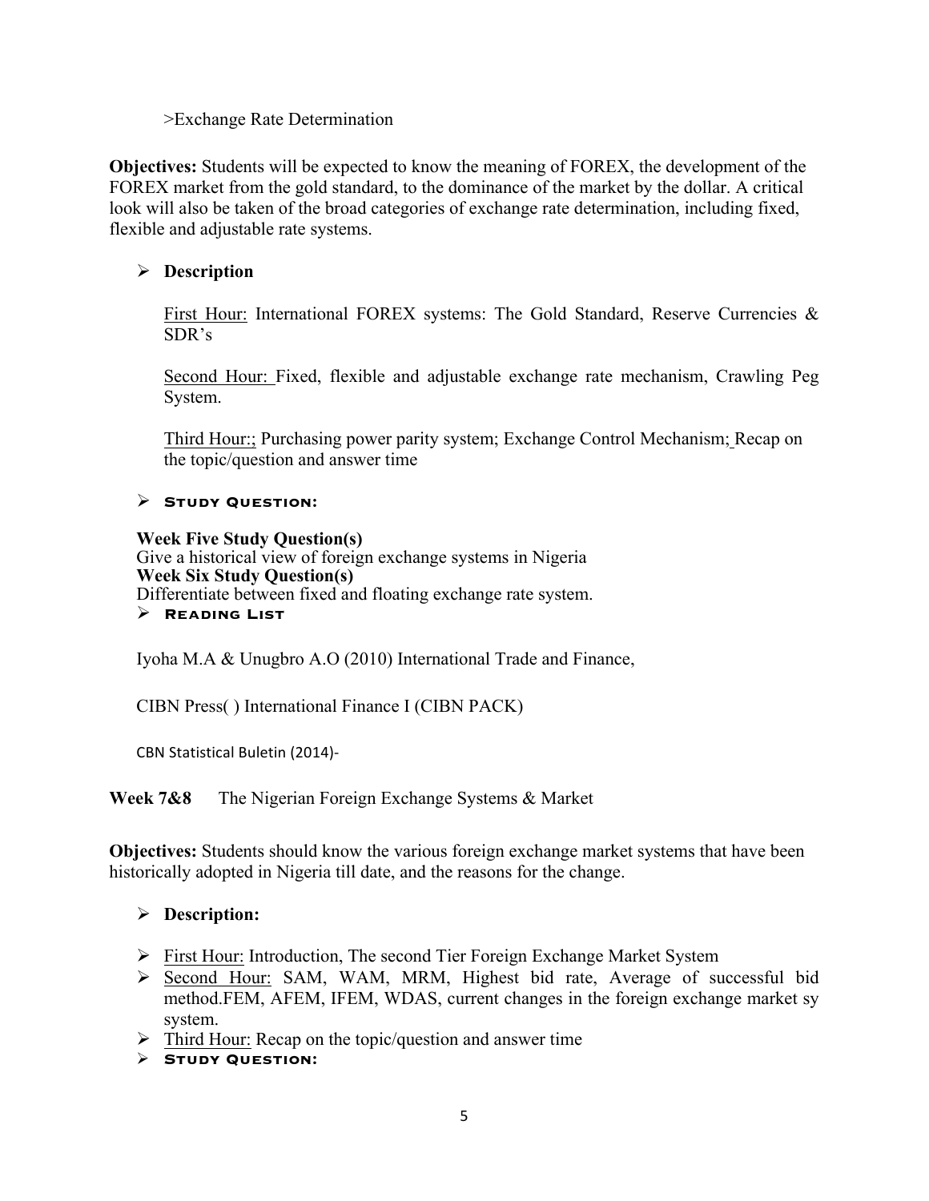>Exchange Rate Determination

**Objectives:** Students will be expected to know the meaning of FOREX, the development of the FOREX market from the gold standard, to the dominance of the market by the dollar. A critical look will also be taken of the broad categories of exchange rate determination, including fixed, flexible and adjustable rate systems.

- **Description**

  First Hour: International FOREX systems: The Gold Standard, Reserve Currencies & SDR's

  Second Hour: Fixed, flexible and adjustable exchange rate mechanism, Crawling Peg System.

  Third Hour:; Purchasing power parity system; Exchange Control Mechanism; Recap on the topic/question and answer time

- **Study Question:**

  **Week Five Study Question(s)**
  Give a historical view of foreign exchange systems in Nigeria
  **Week Six Study Question(s)**
  Differentiate between fixed and floating exchange rate system.

- **Reading List**

  Iyoha M.A & Unugbro A.O (2010) International Trade and Finance,

  CIBN Press( ) International Finance I (CIBN PACK)

  CBN Statistical Buletin (2014)-

**Week 7&8** The Nigerian Foreign Exchange Systems & Market

**Objectives:** Students should know the various foreign exchange market systems that have been historically adopted in Nigeria till date, and the reasons for the change.

- **Description:**
- First Hour: Introduction, The second Tier Foreign Exchange Market System
- Second Hour: SAM, WAM, MRM, Highest bid rate, Average of successful bid method.FEM, AFEM, IFEM, WDAS, current changes in the foreign exchange market sy system.
- Third Hour: Recap on the topic/question and answer time
- **Study Question:**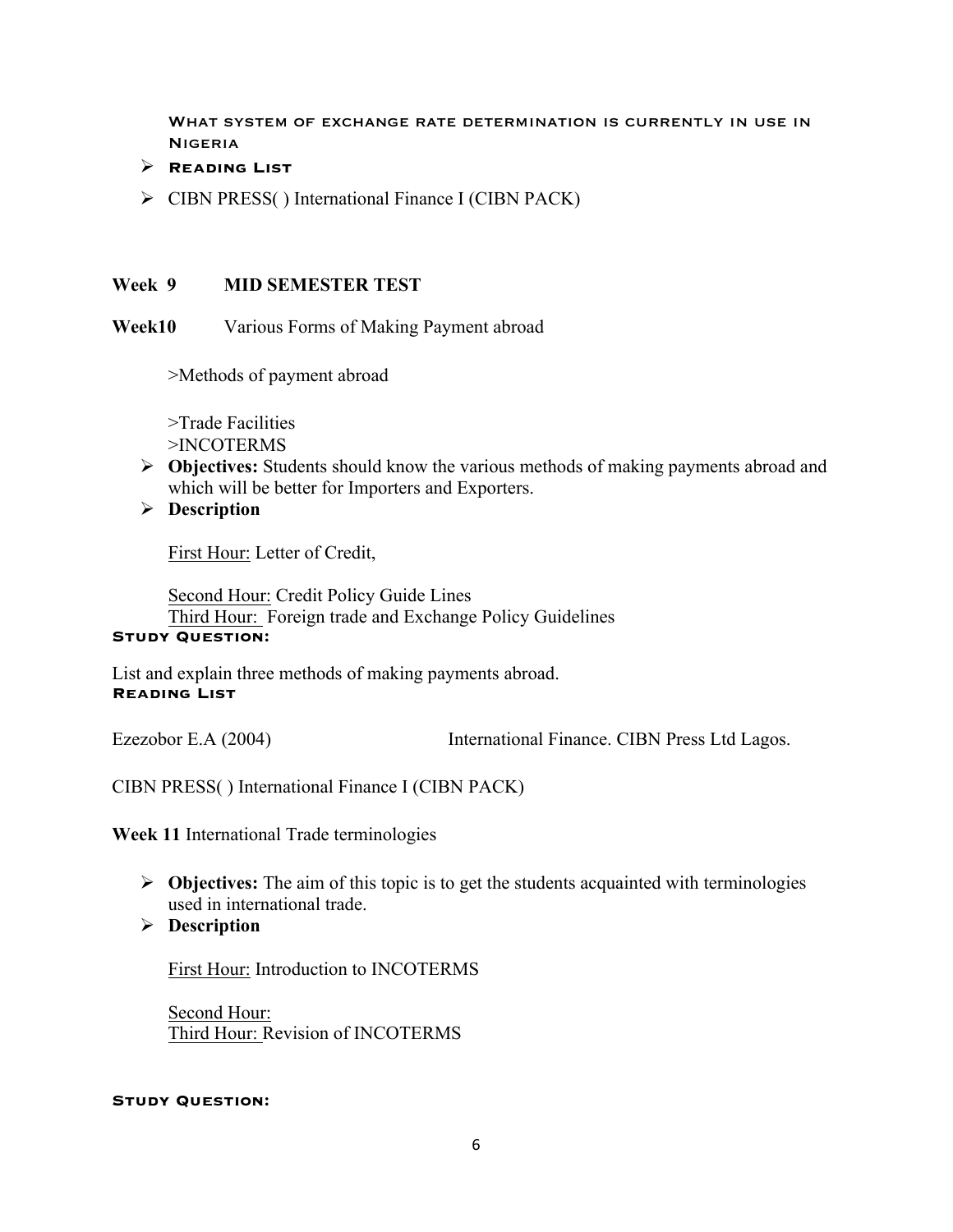**What system of exchange rate determination is currently in use in Nigeria**

- **Reading List**
- CIBN PRESS( ) International Finance I (CIBN PACK)

**Week 9 MID SEMESTER TEST**

**Week10** Various Forms of Making Payment abroad

>Methods of payment abroad

>Trade Facilities
>INCOTERMS

- **Objectives:** Students should know the various methods of making payments abroad and which will be better for Importers and Exporters.
- **Description**

First Hour: Letter of Credit,

Second Hour: Credit Policy Guide Lines
Third Hour: Foreign trade and Exchange Policy Guidelines

**Study Question:**

List and explain three methods of making payments abroad.

**Reading List**

Ezezobor E.A (2004) International Finance. CIBN Press Ltd Lagos.

CIBN PRESS( ) International Finance I (CIBN PACK)

**Week 11** International Trade terminologies

- **Objectives:** The aim of this topic is to get the students acquainted with terminologies used in international trade.
- **Description**

First Hour: Introduction to INCOTERMS

Second Hour:
Third Hour: Revision of INCOTERMS

**Study Question:**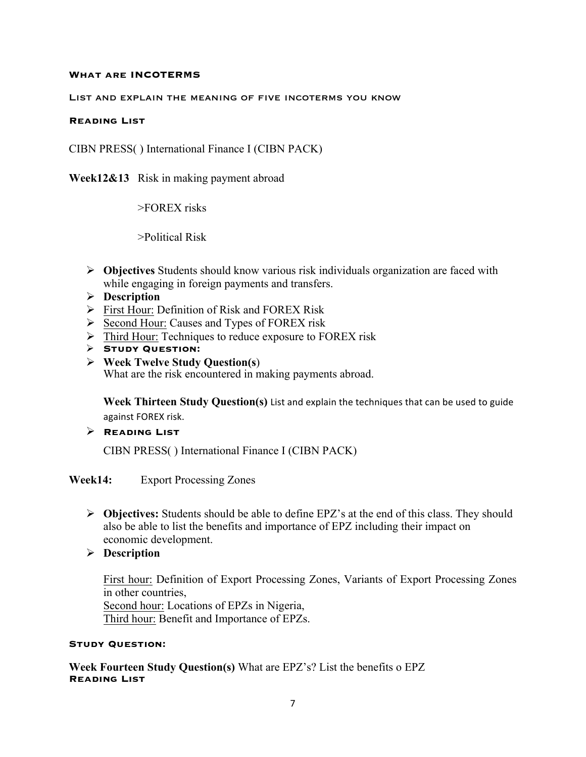**What are INCOTERMS**

**List and explain the meaning of five incoterms you know**

**Reading List**

CIBN PRESS( ) International Finance I (CIBN PACK)

**Week12&13** Risk in making payment abroad

>FOREX risks

>Political Risk

- **Objectives** Students should know various risk individuals organization are faced with while engaging in foreign payments and transfers.
- **Description**
- First Hour: Definition of Risk and FOREX Risk
- Second Hour: Causes and Types of FOREX risk
- Third Hour: Techniques to reduce exposure to FOREX risk
- **Study Question:**
- **Week Twelve Study Question(s**)
  What are the risk encountered in making payments abroad.

  **Week Thirteen Study Question(s)** List and explain the techniques that can be used to guide against FOREX risk.
- **Reading List**

  CIBN PRESS( ) International Finance I (CIBN PACK)

**Week14:** Export Processing Zones

- **Objectives:** Students should be able to define EPZ's at the end of this class. They should also be able to list the benefits and importance of EPZ including their impact on economic development.
- **Description**

  First hour: Definition of Export Processing Zones, Variants of Export Processing Zones in other countries,
  Second hour: Locations of EPZs in Nigeria,
  Third hour: Benefit and Importance of EPZs.

**Study Question:**

**Week Fourteen Study Question(s)** What are EPZ's? List the benefits o EPZ
**Reading List**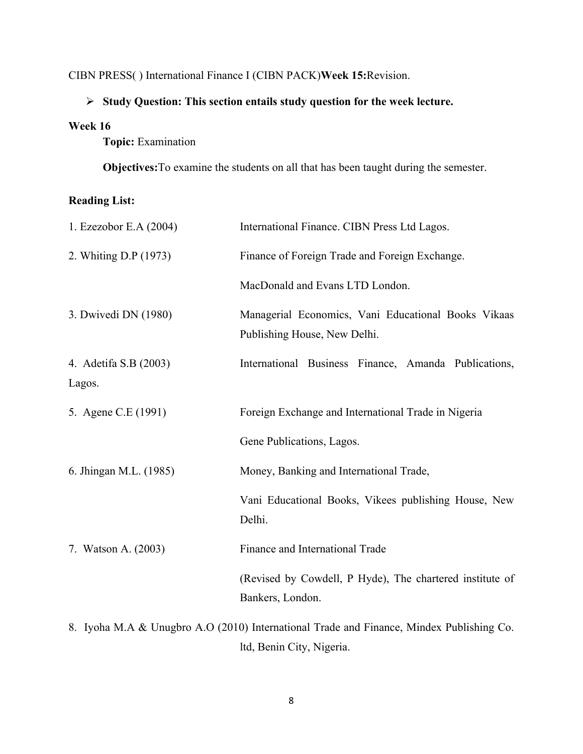CIBN PRESS( ) International Finance I (CIBN PACK)**Week 15:**Revision.

- **Study Question: This section entails study question for the week lecture.**

**Week 16**

**Topic:** Examination

**Objectives:**To examine the students on all that has been taught during the semester.

**Reading List:**

1. Ezezobor E.A (2004) International Finance. CIBN Press Ltd Lagos.
2. Whiting D.P (1973) Finance of Foreign Trade and Foreign Exchange. MacDonald and Evans LTD London.
3. Dwivedi DN (1980) Managerial Economics, Vani Educational Books Vikaas Publishing House, New Delhi.
4. Adetifa S.B (2003) International Business Finance, Amanda Publications, Lagos.
5. Agene C.E (1991) Foreign Exchange and International Trade in Nigeria Gene Publications, Lagos.
6. Jhingan M.L. (1985) Money, Banking and International Trade, Vani Educational Books, Vikees publishing House, New Delhi.
7. Watson A. (2003) Finance and International Trade (Revised by Cowdell, P Hyde), The chartered institute of Bankers, London.
8. Iyoha M.A & Unugbro A.O (2010) International Trade and Finance, Mindex Publishing Co. ltd, Benin City, Nigeria.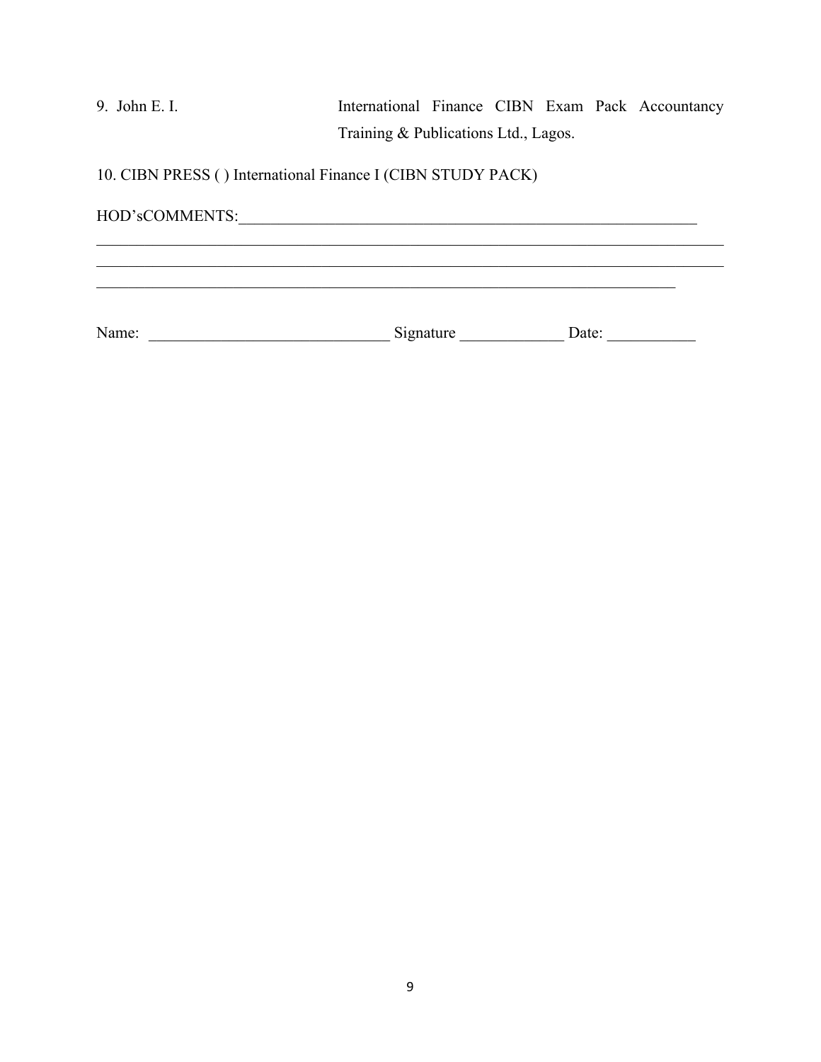9. John E. I. International Finance CIBN Exam Pack Accountancy Training & Publications Ltd., Lagos.

10. CIBN PRESS ( ) International Finance I (CIBN STUDY PACK)

HOD'sCOMMENTS:_____________________________________________________________

___________________________________________________________________________

___________________________________________________________________________

_______________________________________________________________________

Name: ______________________________ Signature _____________ Date: ___________